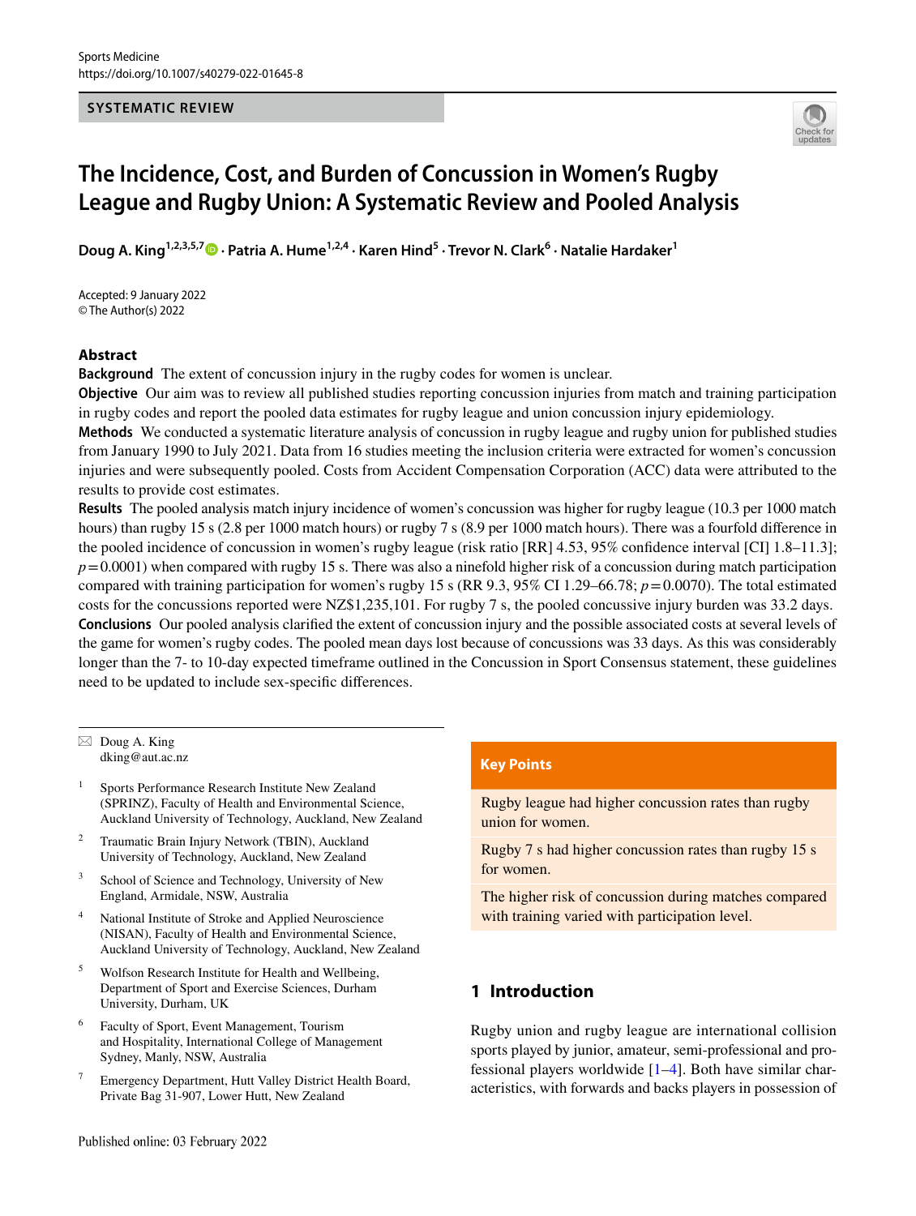Sports Medicine
https://doi.org/10.1007/s40279-022-01645-8

**SYSTEMATIC REVIEW**

# The Incidence, Cost, and Burden of Concussion in Women's Rugby League and Rugby Union: A Systematic Review and Pooled Analysis

**Doug A. King**[1,2,3,5,7] · **Patria A. Hume**[1,2,4] · **Karen Hind**[5] · **Trevor N. Clark**[6] · **Natalie Hardaker**[1]

Accepted: 9 January 2022
© The Author(s) 2022

## Abstract

**Background** The extent of concussion injury in the rugby codes for women is unclear.

**Objective** Our aim was to review all published studies reporting concussion injuries from match and training participation in rugby codes and report the pooled data estimates for rugby league and union concussion injury epidemiology.

**Methods** We conducted a systematic literature analysis of concussion in rugby league and rugby union for published studies from January 1990 to July 2021. Data from 16 studies meeting the inclusion criteria were extracted for women's concussion injuries and were subsequently pooled. Costs from Accident Compensation Corporation (ACC) data were attributed to the results to provide cost estimates.

**Results** The pooled analysis match injury incidence of women's concussion was higher for rugby league (10.3 per 1000 match hours) than rugby 15 s (2.8 per 1000 match hours) or rugby 7 s (8.9 per 1000 match hours). There was a fourfold difference in the pooled incidence of concussion in women's rugby league (risk ratio [RR] 4.53, 95% confidence interval [CI] 1.8–11.3]; $p = 0.0001$) when compared with rugby 15 s. There was also a ninefold higher risk of a concussion during match participation compared with training participation for women's rugby 15 s (RR 9.3, 95% CI 1.29–66.78; $p = 0.0070$). The total estimated costs for the concussions reported were NZ$1,235,101. For rugby 7 s, the pooled concussive injury burden was 33.2 days.

**Conclusions** Our pooled analysis clarified the extent of concussion injury and the possible associated costs at several levels of the game for women's rugby codes. The pooled mean days lost because of concussions was 33 days. As this was considerably longer than the 7- to 10-day expected timeframe outlined in the Concussion in Sport Consensus statement, these guidelines need to be updated to include sex-specific differences.

✉ Doug A. King
dking@aut.ac.nz

1 Sports Performance Research Institute New Zealand (SPRINZ), Faculty of Health and Environmental Science, Auckland University of Technology, Auckland, New Zealand

2 Traumatic Brain Injury Network (TBIN), Auckland University of Technology, Auckland, New Zealand

3 School of Science and Technology, University of New England, Armidale, NSW, Australia

4 National Institute of Stroke and Applied Neuroscience (NISAN), Faculty of Health and Environmental Science, Auckland University of Technology, Auckland, New Zealand

5 Wolfson Research Institute for Health and Wellbeing, Department of Sport and Exercise Sciences, Durham University, Durham, UK

6 Faculty of Sport, Event Management, Tourism and Hospitality, International College of Management Sydney, Manly, NSW, Australia

7 Emergency Department, Hutt Valley District Health Board, Private Bag 31-907, Lower Hutt, New Zealand

**Key Points**

- Rugby league had higher concussion rates than rugby union for women.
- Rugby 7 s had higher concussion rates than rugby 15 s for women.
- The higher risk of concussion during matches compared with training varied with participation level.

## 1 Introduction

Rugby union and rugby league are international collision sports played by junior, amateur, semi-professional and professional players worldwide [1–4]. Both have similar characteristics, with forwards and backs players in possession of

Published online: 03 February 2022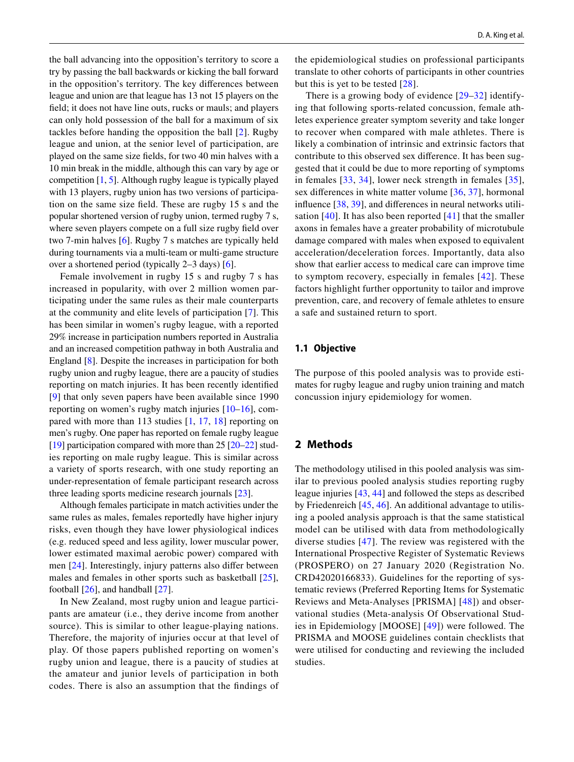the ball advancing into the opposition's territory to score a try by passing the ball backwards or kicking the ball forward in the opposition's territory. The key differences between league and union are that league has 13 not 15 players on the field; it does not have line outs, rucks or mauls; and players can only hold possession of the ball for a maximum of six tackles before handing the opposition the ball [2]. Rugby league and union, at the senior level of participation, are played on the same size fields, for two 40 min halves with a 10 min break in the middle, although this can vary by age or competition [1, 5]. Although rugby league is typically played with 13 players, rugby union has two versions of participation on the same size field. These are rugby 15 s and the popular shortened version of rugby union, termed rugby 7 s, where seven players compete on a full size rugby field over two 7-min halves [6]. Rugby 7 s matches are typically held during tournaments via a multi-team or multi-game structure over a shortened period (typically 2–3 days) [6].

Female involvement in rugby 15 s and rugby 7 s has increased in popularity, with over 2 million women participating under the same rules as their male counterparts at the community and elite levels of participation [7]. This has been similar in women's rugby league, with a reported 29% increase in participation numbers reported in Australia and an increased competition pathway in both Australia and England [8]. Despite the increases in participation for both rugby union and rugby league, there are a paucity of studies reporting on match injuries. It has been recently identified [9] that only seven papers have been available since 1990 reporting on women's rugby match injuries [10–16], compared with more than 113 studies [1, 17, 18] reporting on men's rugby. One paper has reported on female rugby league [19] participation compared with more than 25 [20–22] studies reporting on male rugby league. This is similar across a variety of sports research, with one study reporting an under-representation of female participant research across three leading sports medicine research journals [23].

Although females participate in match activities under the same rules as males, females reportedly have higher injury risks, even though they have lower physiological indices (e.g. reduced speed and less agility, lower muscular power, lower estimated maximal aerobic power) compared with men [24]. Interestingly, injury patterns also differ between males and females in other sports such as basketball [25], football [26], and handball [27].

In New Zealand, most rugby union and league participants are amateur (i.e., they derive income from another source). This is similar to other league-playing nations. Therefore, the majority of injuries occur at that level of play. Of those papers published reporting on women's rugby union and league, there is a paucity of studies at the amateur and junior levels of participation in both codes. There is also an assumption that the findings of the epidemiological studies on professional participants translate to other cohorts of participants in other countries but this is yet to be tested [28].

There is a growing body of evidence [29–32] identifying that following sports-related concussion, female athletes experience greater symptom severity and take longer to recover when compared with male athletes. There is likely a combination of intrinsic and extrinsic factors that contribute to this observed sex difference. It has been suggested that it could be due to more reporting of symptoms in females [33, 34], lower neck strength in females [35], sex differences in white matter volume [36, 37], hormonal influence [38, 39], and differences in neural networks utilisation [40]. It has also been reported [41] that the smaller axons in females have a greater probability of microtubule damage compared with males when exposed to equivalent acceleration/deceleration forces. Importantly, data also show that earlier access to medical care can improve time to symptom recovery, especially in females [42]. These factors highlight further opportunity to tailor and improve prevention, care, and recovery of female athletes to ensure a safe and sustained return to sport.

### 1.1 Objective

The purpose of this pooled analysis was to provide estimates for rugby league and rugby union training and match concussion injury epidemiology for women.

## 2 Methods

The methodology utilised in this pooled analysis was similar to previous pooled analysis studies reporting rugby league injuries [43, 44] and followed the steps as described by Friedenreich [45, 46]. An additional advantage to utilising a pooled analysis approach is that the same statistical model can be utilised with data from methodologically diverse studies [47]. The review was registered with the International Prospective Register of Systematic Reviews (PROSPERO) on 27 January 2020 (Registration No. CRD42020166833). Guidelines for the reporting of systematic reviews (Preferred Reporting Items for Systematic Reviews and Meta-Analyses [PRISMA] [48]) and observational studies (Meta-analysis Of Observational Studies in Epidemiology [MOOSE] [49]) were followed. The PRISMA and MOOSE guidelines contain checklists that were utilised for conducting and reviewing the included studies.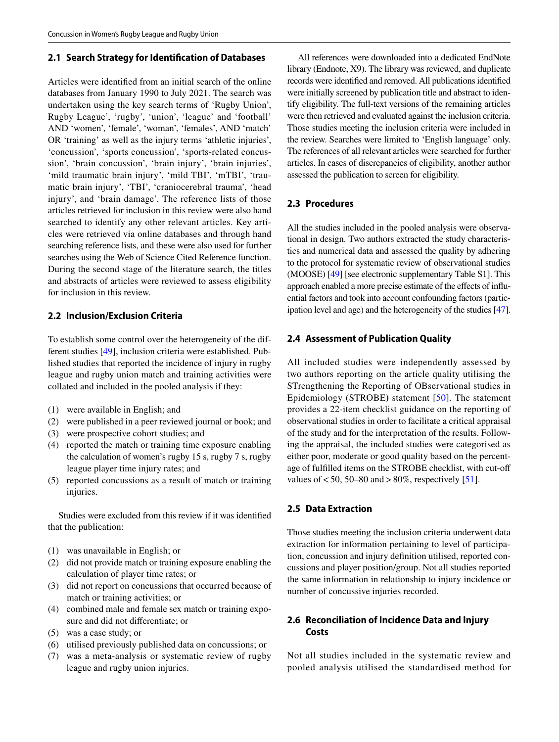### 2.1 Search Strategy for Identification of Databases

Articles were identified from an initial search of the online databases from January 1990 to July 2021. The search was undertaken using the key search terms of 'Rugby Union', Rugby League', 'rugby', 'union', 'league' and 'football' AND 'women', 'female', 'woman', 'females', AND 'match' OR 'training' as well as the injury terms 'athletic injuries', 'concussion', 'sports concussion', 'sports-related concussion', 'brain concussion', 'brain injury', 'brain injuries', 'mild traumatic brain injury', 'mild TBI', 'mTBI', 'traumatic brain injury', 'TBI', 'craniocerebral trauma', 'head injury', and 'brain damage'. The reference lists of those articles retrieved for inclusion in this review were also hand searched to identify any other relevant articles. Key articles were retrieved via online databases and through hand searching reference lists, and these were also used for further searches using the Web of Science Cited Reference function. During the second stage of the literature search, the titles and abstracts of articles were reviewed to assess eligibility for inclusion in this review.

### 2.2 Inclusion/Exclusion Criteria

To establish some control over the heterogeneity of the different studies [49], inclusion criteria were established. Published studies that reported the incidence of injury in rugby league and rugby union match and training activities were collated and included in the pooled analysis if they:

(1) were available in English; and
(2) were published in a peer reviewed journal or book; and
(3) were prospective cohort studies; and
(4) reported the match or training time exposure enabling the calculation of women's rugby 15 s, rugby 7 s, rugby league player time injury rates; and
(5) reported concussions as a result of match or training injuries.

Studies were excluded from this review if it was identified that the publication:

(1) was unavailable in English; or
(2) did not provide match or training exposure enabling the calculation of player time rates; or
(3) did not report on concussions that occurred because of match or training activities; or
(4) combined male and female sex match or training exposure and did not differentiate; or
(5) was a case study; or
(6) utilised previously published data on concussions; or
(7) was a meta-analysis or systematic review of rugby league and rugby union injuries.

All references were downloaded into a dedicated EndNote library (Endnote, X9). The library was reviewed, and duplicate records were identified and removed. All publications identified were initially screened by publication title and abstract to identify eligibility. The full-text versions of the remaining articles were then retrieved and evaluated against the inclusion criteria. Those studies meeting the inclusion criteria were included in the review. Searches were limited to 'English language' only. The references of all relevant articles were searched for further articles. In cases of discrepancies of eligibility, another author assessed the publication to screen for eligibility.

### 2.3 Procedures

All the studies included in the pooled analysis were observational in design. Two authors extracted the study characteristics and numerical data and assessed the quality by adhering to the protocol for systematic review of observational studies (MOOSE) [49] [see electronic supplementary Table S1]. This approach enabled a more precise estimate of the effects of influential factors and took into account confounding factors (participation level and age) and the heterogeneity of the studies [47].

### 2.4 Assessment of Publication Quality

All included studies were independently assessed by two authors reporting on the article quality utilising the STrengthening the Reporting of OBservational studies in Epidemiology (STROBE) statement [50]. The statement provides a 22-item checklist guidance on the reporting of observational studies in order to facilitate a critical appraisal of the study and for the interpretation of the results. Following the appraisal, the included studies were categorised as either poor, moderate or good quality based on the percentage of fulfilled items on the STROBE checklist, with cut-off values of < 50, 50–80 and > 80%, respectively [51].

### 2.5 Data Extraction

Those studies meeting the inclusion criteria underwent data extraction for information pertaining to level of participation, concussion and injury definition utilised, reported concussions and player position/group. Not all studies reported the same information in relationship to injury incidence or number of concussive injuries recorded.

### 2.6 Reconciliation of Incidence Data and Injury Costs

Not all studies included in the systematic review and pooled analysis utilised the standardised method for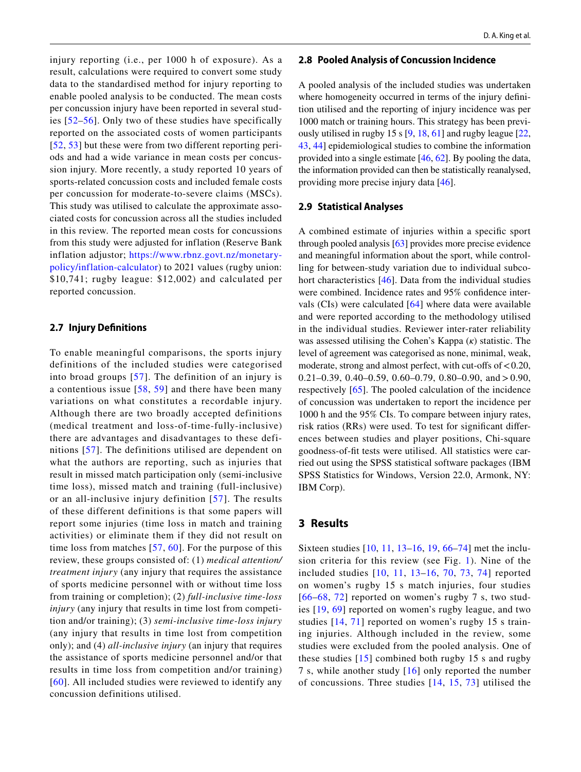injury reporting (i.e., per 1000 h of exposure). As a result, calculations were required to convert some study data to the standardised method for injury reporting to enable pooled analysis to be conducted. The mean costs per concussion injury have been reported in several studies [52–56]. Only two of these studies have specifically reported on the associated costs of women participants [52, 53] but these were from two different reporting periods and had a wide variance in mean costs per concussion injury. More recently, a study reported 10 years of sports-related concussion costs and included female costs per concussion for moderate-to-severe claims (MSCs). This study was utilised to calculate the approximate associated costs for concussion across all the studies included in this review. The reported mean costs for concussions from this study were adjusted for inflation (Reserve Bank inflation adjustor; https://www.rbnz.govt.nz/monetary-policy/inflation-calculator) to 2021 values (rugby union: $10,741; rugby league: $12,002) and calculated per reported concussion.

### 2.7 Injury Definitions

To enable meaningful comparisons, the sports injury definitions of the included studies were categorised into broad groups [57]. The definition of an injury is a contentious issue [58, 59] and there have been many variations on what constitutes a recordable injury. Although there are two broadly accepted definitions (medical treatment and loss-of-time-fully-inclusive) there are advantages and disadvantages to these definitions [57]. The definitions utilised are dependent on what the authors are reporting, such as injuries that result in missed match participation only (semi-inclusive time loss), missed match and training (full-inclusive) or an all-inclusive injury definition [57]. The results of these different definitions is that some papers will report some injuries (time loss in match and training activities) or eliminate them if they did not result on time loss from matches [57, 60]. For the purpose of this review, these groups consisted of: (1) *medical attention/treatment injury* (any injury that requires the assistance of sports medicine personnel with or without time loss from training or completion); (2) *full-inclusive time-loss injury* (any injury that results in time lost from competition and/or training); (3) *semi-inclusive time-loss injury* (any injury that results in time lost from competition only); and (4) *all-inclusive injury* (an injury that requires the assistance of sports medicine personnel and/or that results in time loss from competition and/or training) [60]. All included studies were reviewed to identify any concussion definitions utilised.

### 2.8 Pooled Analysis of Concussion Incidence

A pooled analysis of the included studies was undertaken where homogeneity occurred in terms of the injury definition utilised and the reporting of injury incidence was per 1000 match or training hours. This strategy has been previously utilised in rugby 15 s [9, 18, 61] and rugby league [22, 43, 44] epidemiological studies to combine the information provided into a single estimate [46, 62]. By pooling the data, the information provided can then be statistically reanalysed, providing more precise injury data [46].

### 2.9 Statistical Analyses

A combined estimate of injuries within a specific sport through pooled analysis [63] provides more precise evidence and meaningful information about the sport, while controlling for between-study variation due to individual subcohort characteristics [46]. Data from the individual studies were combined. Incidence rates and 95% confidence intervals (CIs) were calculated [64] where data were available and were reported according to the methodology utilised in the individual studies. Reviewer inter-rater reliability was assessed utilising the Cohen's Kappa ($\kappa$) statistic. The level of agreement was categorised as none, minimal, weak, moderate, strong and almost perfect, with cut-offs of < 0.20, 0.21–0.39, 0.40–0.59, 0.60–0.79, 0.80–0.90, and > 0.90, respectively [65]. The pooled calculation of the incidence of concussion was undertaken to report the incidence per 1000 h and the 95% CIs. To compare between injury rates, risk ratios (RRs) were used. To test for significant differences between studies and player positions, Chi-square goodness-of-fit tests were utilised. All statistics were carried out using the SPSS statistical software packages (IBM SPSS Statistics for Windows, Version 22.0, Armonk, NY: IBM Corp).

## 3 Results

Sixteen studies [10, 11, 13–16, 19, 66–74] met the inclusion criteria for this review (see Fig. 1). Nine of the included studies [10, 11, 13–16, 70, 73, 74] reported on women's rugby 15 s match injuries, four studies [66–68, 72] reported on women's rugby 7 s, two studies [19, 69] reported on women's rugby league, and two studies [14, 71] reported on women's rugby 15 s training injuries. Although included in the review, some studies were excluded from the pooled analysis. One of these studies [15] combined both rugby 15 s and rugby 7 s, while another study [16] only reported the number of concussions. Three studies [14, 15, 73] utilised the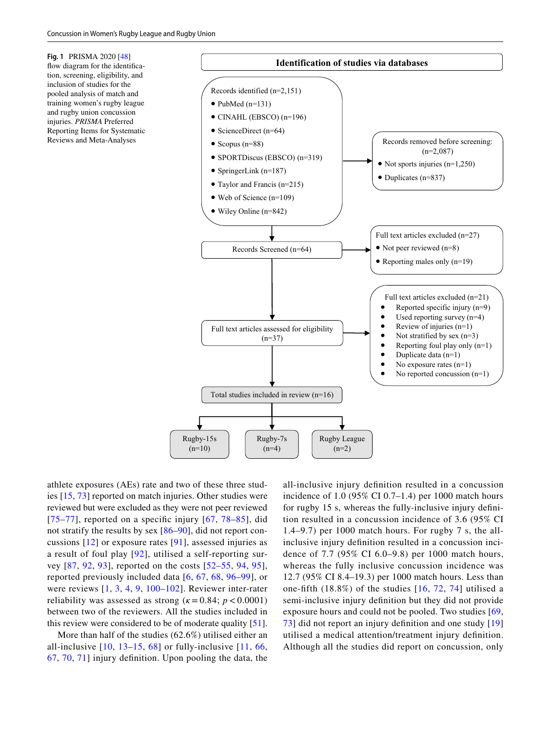**Fig. 1** PRISMA 2020 [48] flow diagram for the identification, screening, eligibility, and inclusion of studies for the pooled analysis of match and training women's rugby league and rugby union concussion injuries. *PRISMA* Preferred Reporting Items for Systematic Reviews and Meta-Analyses

**Identification of studies via databases**

Records identified (n=2,151)
- PubMed (n=131)
- CINAHL (EBSCO) (n=196)
- ScienceDirect (n=64)
- Scopus (n=88)
- SPORTDiscus (EBSCO) (n=319)
- SpringerLink (n=187)
- Taylor and Francis (n=215)
- Web of Science (n=109)
- Wiley Online (n=842)

Records removed before screening: (n=2,087)
- Not sports injuries (n=1,250)
- Duplicates (n=837)

Records Screened (n=64)

Full text articles excluded (n=27)
- Not peer reviewed (n=8)
- Reporting males only (n=19)

Full text articles assessed for eligibility (n=37)

Full text articles excluded (n=21)
- Reported specific injury (n=9)
- Used reporting survey (n=4)
- Review of injuries (n=1)
- Not stratified by sex (n=3)
- Reporting foul play only (n=1)
- Duplicate data (n=1)
- No exposure rates (n=1)
- No reported concussion (n=1)

Total studies included in review (n=16)

Rugby-15s (n=10) | Rugby-7s (n=4) | Rugby League (n=2)

athlete exposures (AEs) rate and two of these three studies [15, 73] reported on match injuries. Other studies were reviewed but were excluded as they were not peer reviewed [75–77], reported on a specific injury [67, 78–85], did not stratify the results by sex [86–90], did not report concussions [12] or exposure rates [91], assessed injuries as a result of foul play [92], utilised a self-reporting survey [87, 92, 93], reported on the costs [52–55, 94, 95], reported previously included data [6, 67, 68, 96–99], or were reviews [1, 3, 4, 9, 100–102]. Reviewer inter-rater reliability was assessed as strong ($\kappa = 0.84$; $p < 0.0001$) between two of the reviewers. All the studies included in this review were considered to be of moderate quality [51].

More than half of the studies (62.6%) utilised either an all-inclusive [10, 13–15, 68] or fully-inclusive [11, 66, 67, 70, 71] injury definition. Upon pooling the data, the all-inclusive injury definition resulted in a concussion incidence of 1.0 (95% CI 0.7–1.4) per 1000 match hours for rugby 15 s, whereas the fully-inclusive injury definition resulted in a concussion incidence of 3.6 (95% CI 1.4–9.7) per 1000 match hours. For rugby 7 s, the all-inclusive injury definition resulted in a concussion incidence of 7.7 (95% CI 6.0–9.8) per 1000 match hours, whereas the fully inclusive concussion incidence was 12.7 (95% CI 8.4–19.3) per 1000 match hours. Less than one-fifth (18.8%) of the studies [16, 72, 74] utilised a semi-inclusive injury definition but they did not provide exposure hours and could not be pooled. Two studies [69, 73] did not report an injury definition and one study [19] utilised a medical attention/treatment injury definition. Although all the studies did report on concussion, only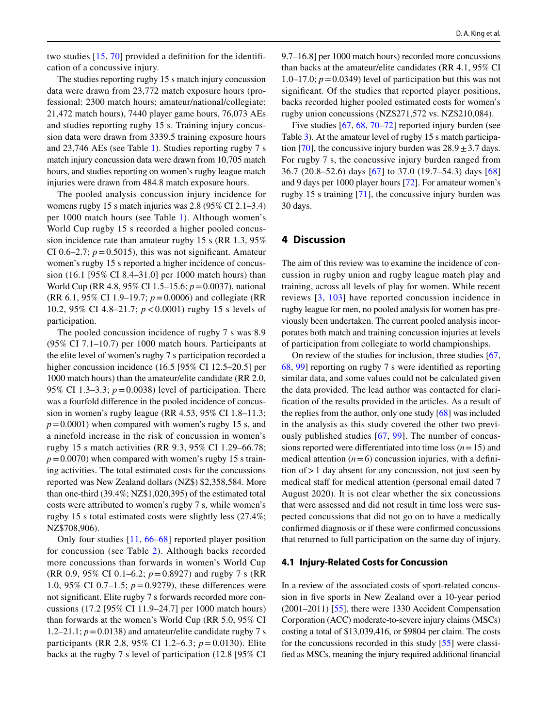two studies [15, 70] provided a definition for the identification of a concussive injury.

The studies reporting rugby 15 s match injury concussion data were drawn from 23,772 match exposure hours (professional: 2300 match hours; amateur/national/collegiate: 21,472 match hours), 7440 player game hours, 76,073 AEs and studies reporting rugby 15 s. Training injury concussion data were drawn from 3339.5 training exposure hours and 23,746 AEs (see Table 1). Studies reporting rugby 7 s match injury concussion data were drawn from 10,705 match hours, and studies reporting on women's rugby league match injuries were drawn from 484.8 match exposure hours.

The pooled analysis concussion injury incidence for womens rugby 15 s match injuries was 2.8 (95% CI 2.1–3.4) per 1000 match hours (see Table 1). Although women's World Cup rugby 15 s recorded a higher pooled concussion incidence rate than amateur rugby 15 s (RR 1.3, 95% CI 0.6–2.7; $p=0.5015$), this was not significant. Amateur women's rugby 15 s reported a higher incidence of concussion (16.1 [95% CI 8.4–31.0] per 1000 match hours) than World Cup (RR 4.8, 95% CI 1.5–15.6; $p=0.0037$), national (RR 6.1, 95% CI 1.9–19.7; $p=0.0006$) and collegiate (RR 10.2, 95% CI 4.8–21.7; $p<0.0001$) rugby 15 s levels of participation.

The pooled concussion incidence of rugby 7 s was 8.9 (95% CI 7.1–10.7) per 1000 match hours. Participants at the elite level of women's rugby 7 s participation recorded a higher concussion incidence (16.5 [95% CI 12.5–20.5] per 1000 match hours) than the amateur/elite candidate (RR 2.0, 95% CI 1.3–3.3; $p=0.0038$) level of participation. There was a fourfold difference in the pooled incidence of concussion in women's rugby league (RR 4.53, 95% CI 1.8–11.3; $p=0.0001$) when compared with women's rugby 15 s, and a ninefold increase in the risk of concussion in women's rugby 15 s match activities (RR 9.3, 95% CI 1.29–66.78; $p=0.0070$) when compared with women's rugby 15 s training activities. The total estimated costs for the concussions reported was New Zealand dollars (NZ$) $2,358,584. More than one-third (39.4%; NZ$1,020,395) of the estimated total costs were attributed to women's rugby 7 s, while women's rugby 15 s total estimated costs were slightly less (27.4%; NZ$708,906).

Only four studies [11, 66–68] reported player position for concussion (see Table 2). Although backs recorded more concussions than forwards in women's World Cup (RR 0.9, 95% CI 0.1–6.2; $p=0.8927$) and rugby 7 s (RR 1.0, 95% CI 0.7–1.5; $p=0.9279$), these differences were not significant. Elite rugby 7 s forwards recorded more concussions (17.2 [95% CI 11.9–24.7] per 1000 match hours) than forwards at the women's World Cup (RR 5.0, 95% CI 1.2–21.1; $p=0.0138$) and amateur/elite candidate rugby 7 s participants (RR 2.8, 95% CI 1.2–6.3; $p=0.0130$). Elite backs at the rugby 7 s level of participation (12.8 [95% CI 9.7–16.8] per 1000 match hours) recorded more concussions than backs at the amateur/elite candidates (RR 4.1, 95% CI 1.0–17.0; $p=0.0349$) level of participation but this was not significant. Of the studies that reported player positions, backs recorded higher pooled estimated costs for women's rugby union concussions (NZ$271,572 vs. NZ$210,084).

Five studies [67, 68, 70–72] reported injury burden (see Table 3). At the amateur level of rugby 15 s match participation [70], the concussive injury burden was $28.9 \pm 3.7$ days. For rugby 7 s, the concussive injury burden ranged from 36.7 (20.8–52.6) days [67] to 37.0 (19.7–54.3) days [68] and 9 days per 1000 player hours [72]. For amateur women's rugby 15 s training [71], the concussive injury burden was 30 days.

## 4 Discussion

The aim of this review was to examine the incidence of concussion in rugby union and rugby league match play and training, across all levels of play for women. While recent reviews [3, 103] have reported concussion incidence in rugby league for men, no pooled analysis for women has previously been undertaken. The current pooled analysis incorporates both match and training concussion injuries at levels of participation from collegiate to world championships.

On review of the studies for inclusion, three studies [67, 68, 99] reporting on rugby 7 s were identified as reporting similar data, and some values could not be calculated given the data provided. The lead author was contacted for clarification of the results provided in the articles. As a result of the replies from the author, only one study [68] was included in the analysis as this study covered the other two previously published studies [67, 99]. The number of concussions reported were differentiated into time loss ($n=15$) and medical attention ($n=6$) concussion injuries, with a definition of > 1 day absent for any concussion, not just seen by medical staff for medical attention (personal email dated 7 August 2020). It is not clear whether the six concussions that were assessed and did not result in time loss were suspected concussions that did not go on to have a medically confirmed diagnosis or if these were confirmed concussions that returned to full participation on the same day of injury.

### 4.1 Injury-Related Costs for Concussion

In a review of the associated costs of sport-related concussion in five sports in New Zealand over a 10-year period (2001–2011) [55], there were 1330 Accident Compensation Corporation (ACC) moderate-to-severe injury claims (MSCs) costing a total of $13,039,416, or $9804 per claim. The costs for the concussions recorded in this study [55] were classified as MSCs, meaning the injury required additional financial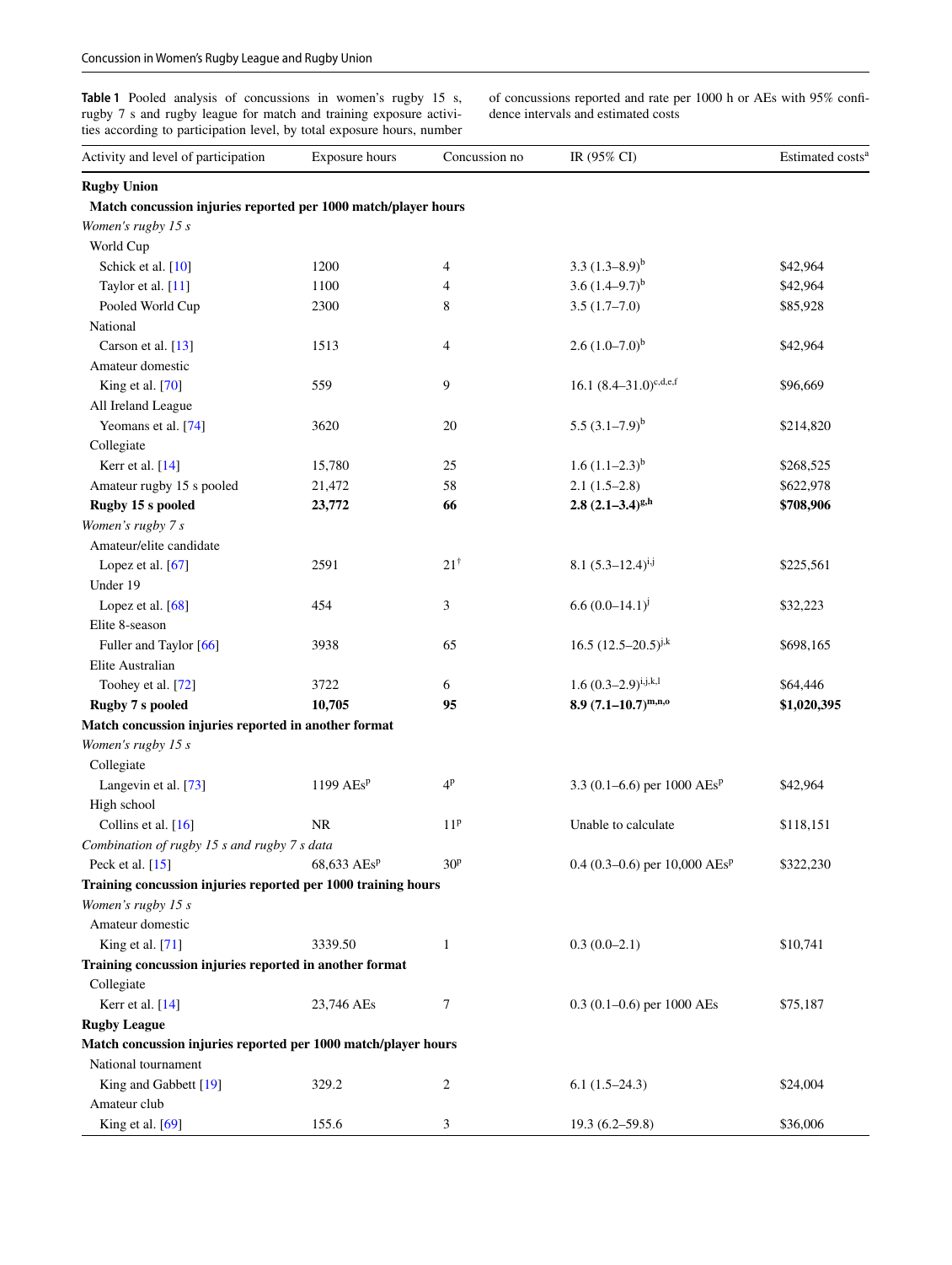**Table 1** Pooled analysis of concussions in women's rugby 15 s, rugby 7 s and rugby league for match and training exposure activities according to participation level, by total exposure hours, number of concussions reported and rate per 1000 h or AEs with 95% confidence intervals and estimated costs

| Activity and level of participation | Exposure hours | Concussion no | IR (95% CI) | Estimated costs[a] |
|---|---|---|---|---|
| **Rugby Union** | | | | |
| **Match concussion injuries reported per 1000 match/player hours** | | | | |
| *Women's rugby 15 s* | | | | |
| World Cup | | | | |
| Schick et al. [10] | 1200 | 4 | 3.3 (1.3–8.9)[b] | $42,964 |
| Taylor et al. [11] | 1100 | 4 | 3.6 (1.4–9.7)[b] | $42,964 |
| Pooled World Cup | 2300 | 8 | 3.5 (1.7–7.0) | $85,928 |
| National | | | | |
| Carson et al. [13] | 1513 | 4 | 2.6 (1.0–7.0)[b] | $42,964 |
| Amateur domestic | | | | |
| King et al. [70] | 559 | 9 | 16.1 (8.4–31.0)[c,d,e,f] | $96,669 |
| All Ireland League | | | | |
| Yeomans et al. [74] | 3620 | 20 | 5.5 (3.1–7.9)[b] | $214,820 |
| Collegiate | | | | |
| Kerr et al. [14] | 15,780 | 25 | 1.6 (1.1–2.3)[b] | $268,525 |
| Amateur rugby 15 s pooled | 21,472 | 58 | 2.1 (1.5–2.8) | $622,978 |
| **Rugby 15 s pooled** | **23,772** | **66** | **2.8 (2.1–3.4)[g,h]** | **$708,906** |
| *Women's rugby 7 s* | | | | |
| Amateur/elite candidate | | | | |
| Lopez et al. [67] | 2591 | 21[†] | 8.1 (5.3–12.4)[i,j] | $225,561 |
| Under 19 | | | | |
| Lopez et al. [68] | 454 | 3 | 6.6 (0.0–14.1)[j] | $32,223 |
| Elite 8-season | | | | |
| Fuller and Taylor [66] | 3938 | 65 | 16.5 (12.5–20.5)[j,k] | $698,165 |
| Elite Australian | | | | |
| Toohey et al. [72] | 3722 | 6 | 1.6 (0.3–2.9)[i,j,k,l] | $64,446 |
| **Rugby 7 s pooled** | **10,705** | **95** | **8.9 (7.1–10.7)[m,n,o]** | **$1,020,395** |
| **Match concussion injuries reported in another format** | | | | |
| *Women's rugby 15 s* | | | | |
| Collegiate | | | | |
| Langevin et al. [73] | 1199 AEs[p] | 4[p] | 3.3 (0.1–6.6) per 1000 AEs[p] | $42,964 |
| High school | | | | |
| Collins et al. [16] | NR | 11[p] | Unable to calculate | $118,151 |
| *Combination of rugby 15 s and rugby 7 s data* | | | | |
| Peck et al. [15] | 68,633 AEs[p] | 30[p] | 0.4 (0.3–0.6) per 10,000 AEs[p] | $322,230 |
| **Training concussion injuries reported per 1000 training hours** | | | | |
| *Women's rugby 15 s* | | | | |
| Amateur domestic | | | | |
| King et al. [71] | 3339.50 | 1 | 0.3 (0.0–2.1) | $10,741 |
| **Training concussion injuries reported in another format** | | | | |
| Collegiate | | | | |
| Kerr et al. [14] | 23,746 AEs | 7 | 0.3 (0.1–0.6) per 1000 AEs | $75,187 |
| **Rugby League** | | | | |
| **Match concussion injuries reported per 1000 match/player hours** | | | | |
| National tournament | | | | |
| King and Gabbett [19] | 329.2 | 2 | 6.1 (1.5–24.3) | $24,004 |
| Amateur club | | | | |
| King et al. [69] | 155.6 | 3 | 19.3 (6.2–59.8) | $36,006 |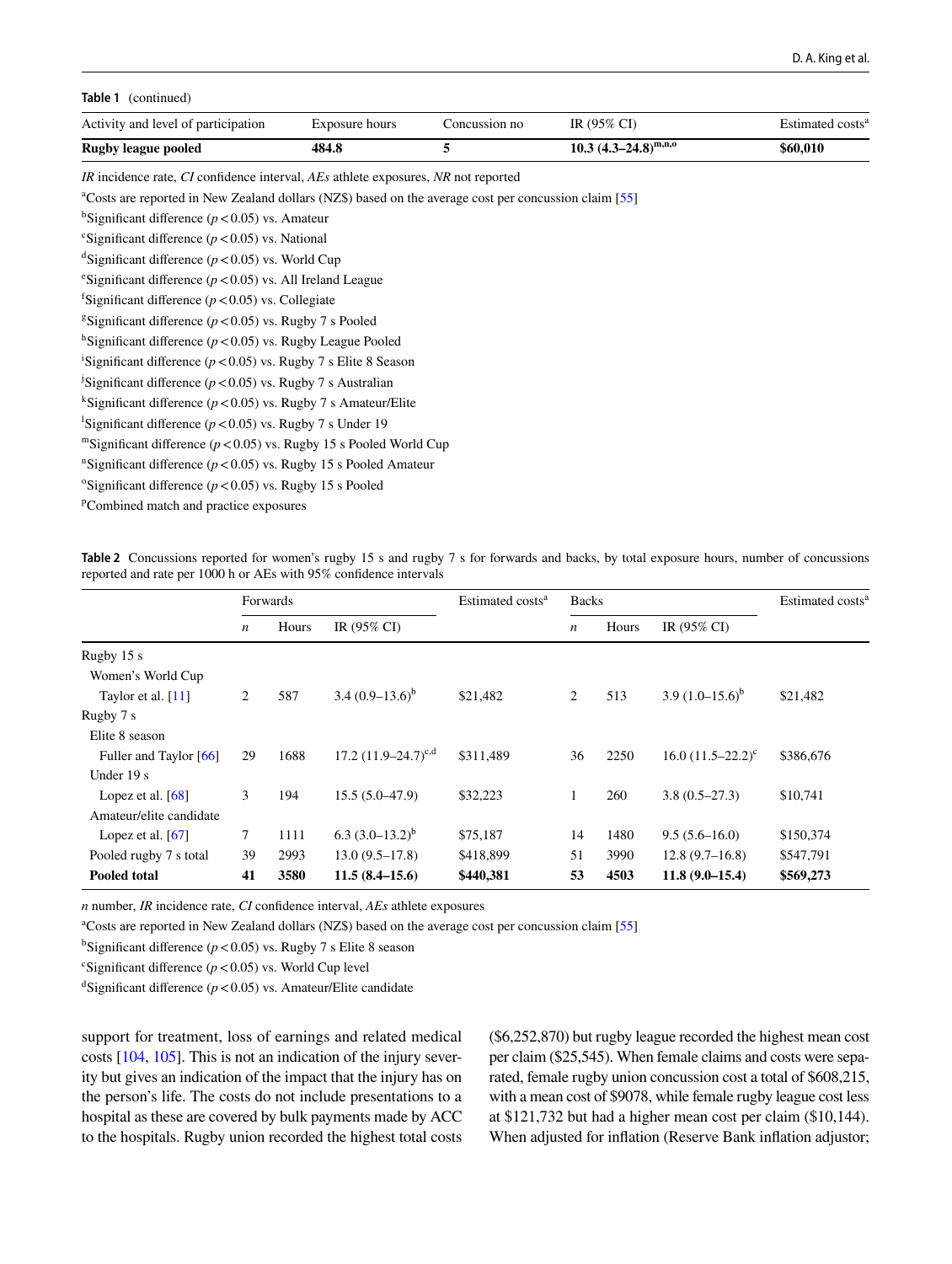**Table 1** (continued)

| Activity and level of participation | Exposure hours | Concussion no | IR (95% CI) | Estimated costs[a] |
|---|---|---|---|---|
| **Rugby league pooled** | **484.8** | **5** | **10.3 (4.3–24.8)[m,n,o]** | **$60,010** |

*IR* incidence rate, *CI* confidence interval, *AEs* athlete exposures, *NR* not reported

[a]Costs are reported in New Zealand dollars (NZ$) based on the average cost per concussion claim [55]

[b]Significant difference ($p < 0.05$) vs. Amateur

[c]Significant difference ($p < 0.05$) vs. National

[d]Significant difference ($p < 0.05$) vs. World Cup

[e]Significant difference ($p < 0.05$) vs. All Ireland League

[f]Significant difference ($p < 0.05$) vs. Collegiate

[g]Significant difference ($p < 0.05$) vs. Rugby 7 s Pooled

[h]Significant difference ($p < 0.05$) vs. Rugby League Pooled

[i]Significant difference ($p < 0.05$) vs. Rugby 7 s Elite 8 Season

[j]Significant difference ($p < 0.05$) vs. Rugby 7 s Australian

[k]Significant difference ($p < 0.05$) vs. Rugby 7 s Amateur/Elite

[l]Significant difference ($p < 0.05$) vs. Rugby 7 s Under 19

[m]Significant difference ($p < 0.05$) vs. Rugby 15 s Pooled World Cup

[n]Significant difference ($p < 0.05$) vs. Rugby 15 s Pooled Amateur

[o]Significant difference ($p < 0.05$) vs. Rugby 15 s Pooled

[p]Combined match and practice exposures

**Table 2** Concussions reported for women's rugby 15 s and rugby 7 s for forwards and backs, by total exposure hours, number of concussions reported and rate per 1000 h or AEs with 95% confidence intervals

| | Forwards | | | Estimated costs[a] | Backs | | | Estimated costs[a] |
|---|---|---|---|---|---|---|---|---|
| | *n* | Hours | IR (95% CI) | | *n* | Hours | IR (95% CI) | |
| Rugby 15 s | | | | | | | | |
| Women's World Cup | | | | | | | | |
| Taylor et al. [11] | 2 | 587 | 3.4 (0.9–13.6)[b] | $21,482 | 2 | 513 | 3.9 (1.0–15.6)[b] | $21,482 |
| Rugby 7 s | | | | | | | | |
| Elite 8 season | | | | | | | | |
| Fuller and Taylor [66] | 29 | 1688 | 17.2 (11.9–24.7)[c,d] | $311,489 | 36 | 2250 | 16.0 (11.5–22.2)[c] | $386,676 |
| Under 19 s | | | | | | | | |
| Lopez et al. [68] | 3 | 194 | 15.5 (5.0–47.9) | $32,223 | 1 | 260 | 3.8 (0.5–27.3) | $10,741 |
| Amateur/elite candidate | | | | | | | | |
| Lopez et al. [67] | 7 | 1111 | 6.3 (3.0–13.2)[b] | $75,187 | 14 | 1480 | 9.5 (5.6–16.0) | $150,374 |
| Pooled rugby 7 s total | 39 | 2993 | 13.0 (9.5–17.8) | $418,899 | 51 | 3990 | 12.8 (9.7–16.8) | $547,791 |
| **Pooled total** | **41** | **3580** | **11.5 (8.4–15.6)** | **$440,381** | **53** | **4503** | **11.8 (9.0–15.4)** | **$569,273** |

*n* number, *IR* incidence rate, *CI* confidence interval, *AEs* athlete exposures

[a]Costs are reported in New Zealand dollars (NZ$) based on the average cost per concussion claim [55]

[b]Significant difference ($p < 0.05$) vs. Rugby 7 s Elite 8 season

[c]Significant difference ($p < 0.05$) vs. World Cup level

[d]Significant difference ($p < 0.05$) vs. Amateur/Elite candidate

support for treatment, loss of earnings and related medical costs [104, 105]. This is not an indication of the injury severity but gives an indication of the impact that the injury has on the person's life. The costs do not include presentations to a hospital as these are covered by bulk payments made by ACC to the hospitals. Rugby union recorded the highest total costs ($6,252,870) but rugby league recorded the highest mean cost per claim ($25,545). When female claims and costs were separated, female rugby union concussion cost a total of $608,215, with a mean cost of $9078, while female rugby league cost less at $121,732 but had a higher mean cost per claim ($10,144). When adjusted for inflation (Reserve Bank inflation adjustor;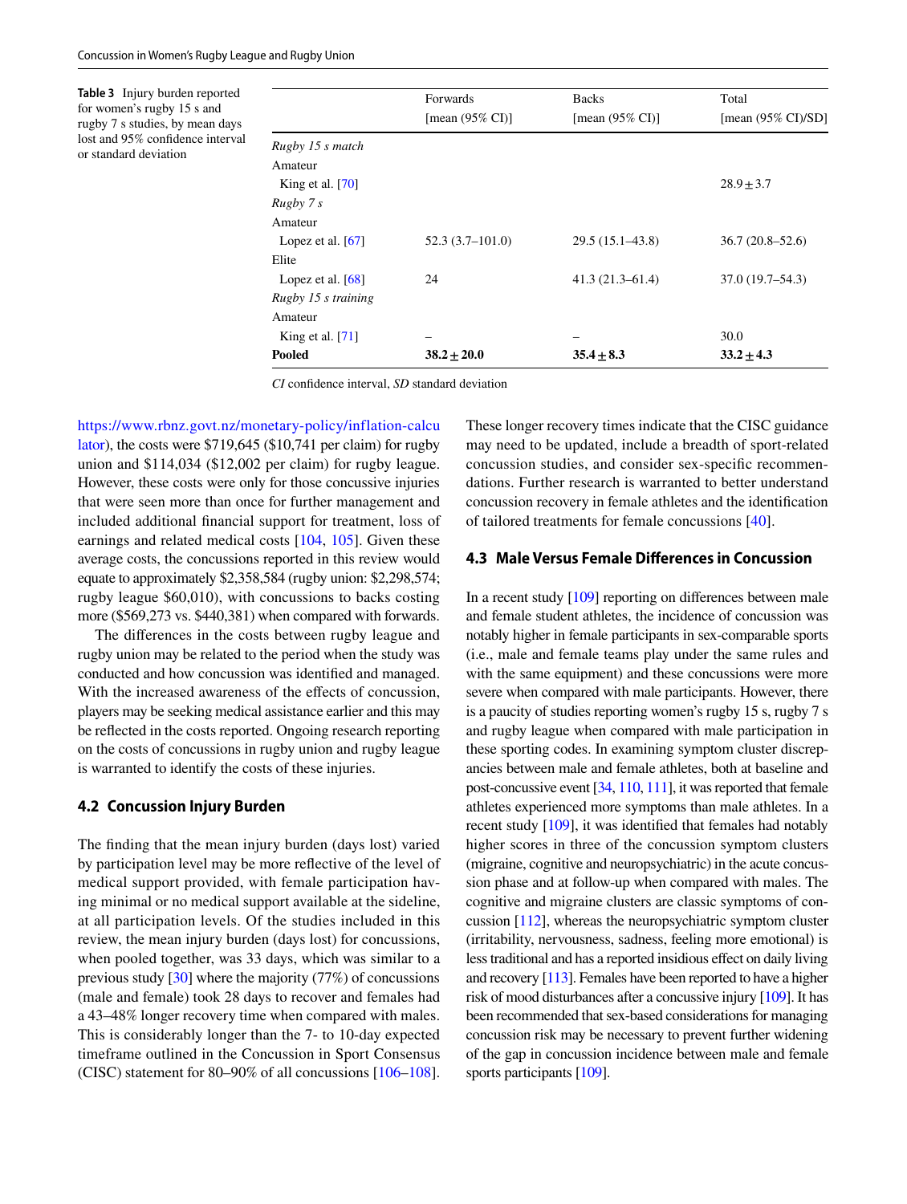**Table 3** Injury burden reported for women's rugby 15 s and rugby 7 s studies, by mean days lost and 95% confidence interval or standard deviation

| | Forwards [mean (95% CI)] | Backs [mean (95% CI)] | Total [mean (95% CI)/SD] |
|---|---|---|---|
| *Rugby 15 s match* | | | |
| Amateur | | | |
| King et al. [70] | | | 28.9 ± 3.7 |
| *Rugby 7 s* | | | |
| Amateur | | | |
| Lopez et al. [67] | 52.3 (3.7–101.0) | 29.5 (15.1–43.8) | 36.7 (20.8–52.6) |
| Elite | | | |
| Lopez et al. [68] | 24 | 41.3 (21.3–61.4) | 37.0 (19.7–54.3) |
| *Rugby 15 s training* | | | |
| Amateur | | | |
| King et al. [71] | – | – | 30.0 |
| **Pooled** | **38.2 ± 20.0** | **35.4 ± 8.3** | **33.2 ± 4.3** |

*CI* confidence interval, *SD* standard deviation

https://www.rbnz.govt.nz/monetary-policy/inflation-calculator), the costs were $719,645 ($10,741 per claim) for rugby union and $114,034 ($12,002 per claim) for rugby league. However, these costs were only for those concussive injuries that were seen more than once for further management and included additional financial support for treatment, loss of earnings and related medical costs [104, 105]. Given these average costs, the concussions reported in this review would equate to approximately $2,358,584 (rugby union: $2,298,574; rugby league $60,010), with concussions to backs costing more ($569,273 vs. $440,381) when compared with forwards.

The differences in the costs between rugby league and rugby union may be related to the period when the study was conducted and how concussion was identified and managed. With the increased awareness of the effects of concussion, players may be seeking medical assistance earlier and this may be reflected in the costs reported. Ongoing research reporting on the costs of concussions in rugby union and rugby league is warranted to identify the costs of these injuries.

### 4.2 Concussion Injury Burden

The finding that the mean injury burden (days lost) varied by participation level may be more reflective of the level of medical support provided, with female participation having minimal or no medical support available at the sideline, at all participation levels. Of the studies included in this review, the mean injury burden (days lost) for concussions, when pooled together, was 33 days, which was similar to a previous study [30] where the majority (77%) of concussions (male and female) took 28 days to recover and females had a 43–48% longer recovery time when compared with males. This is considerably longer than the 7- to 10-day expected timeframe outlined in the Concussion in Sport Consensus (CISC) statement for 80–90% of all concussions [106–108]. These longer recovery times indicate that the CISC guidance may need to be updated, include a breadth of sport-related concussion studies, and consider sex-specific recommendations. Further research is warranted to better understand concussion recovery in female athletes and the identification of tailored treatments for female concussions [40].

### 4.3 Male Versus Female Differences in Concussion

In a recent study [109] reporting on differences between male and female student athletes, the incidence of concussion was notably higher in female participants in sex-comparable sports (i.e., male and female teams play under the same rules and with the same equipment) and these concussions were more severe when compared with male participants. However, there is a paucity of studies reporting women's rugby 15 s, rugby 7 s and rugby league when compared with male participation in these sporting codes. In examining symptom cluster discrepancies between male and female athletes, both at baseline and post-concussive event [34, 110, 111], it was reported that female athletes experienced more symptoms than male athletes. In a recent study [109], it was identified that females had notably higher scores in three of the concussion symptom clusters (migraine, cognitive and neuropsychiatric) in the acute concussion phase and at follow-up when compared with males. The cognitive and migraine clusters are classic symptoms of concussion [112], whereas the neuropsychiatric symptom cluster (irritability, nervousness, sadness, feeling more emotional) is less traditional and has a reported insidious effect on daily living and recovery [113]. Females have been reported to have a higher risk of mood disturbances after a concussive injury [109]. It has been recommended that sex-based considerations for managing concussion risk may be necessary to prevent further widening of the gap in concussion incidence between male and female sports participants [109].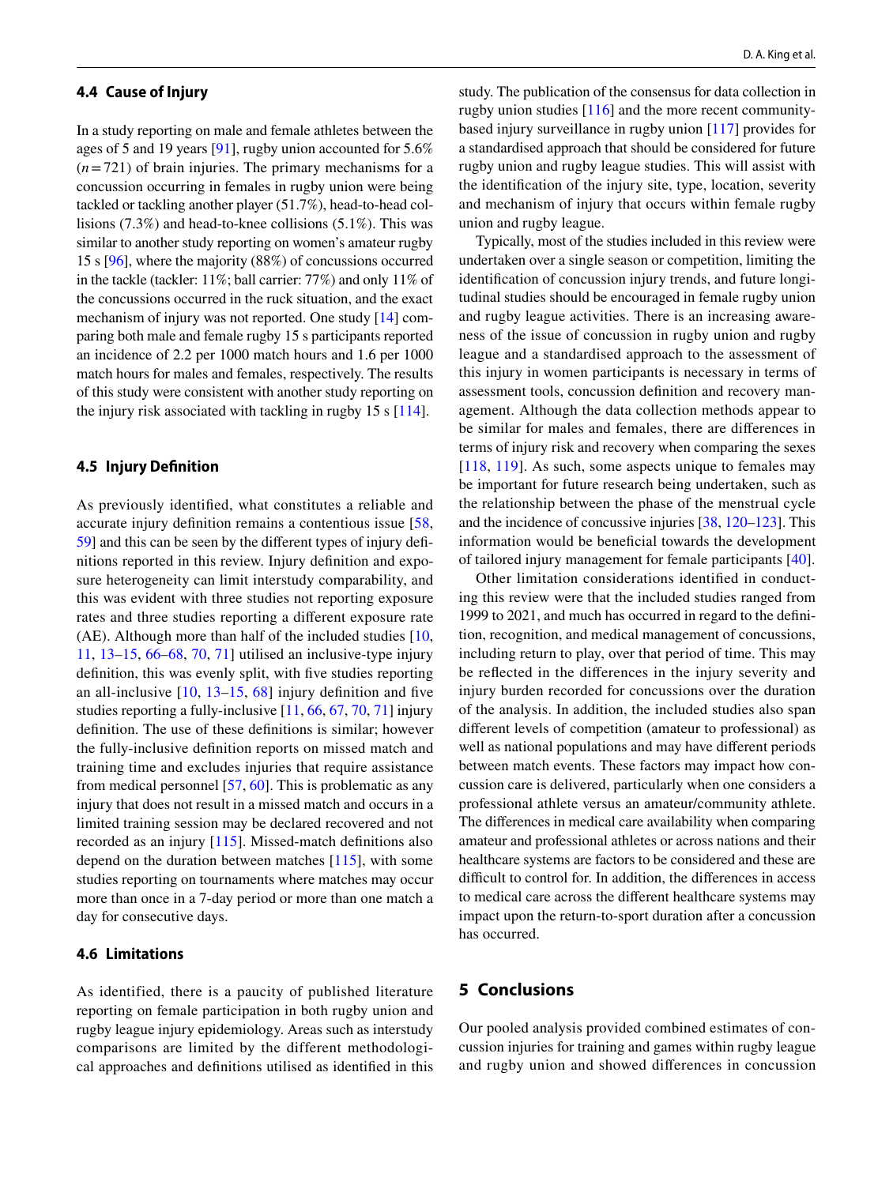### 4.4 Cause of Injury

In a study reporting on male and female athletes between the ages of 5 and 19 years [91], rugby union accounted for 5.6% ($n = 721$) of brain injuries. The primary mechanisms for a concussion occurring in females in rugby union were being tackled or tackling another player (51.7%), head-to-head collisions (7.3%) and head-to-knee collisions (5.1%). This was similar to another study reporting on women's amateur rugby 15 s [96], where the majority (88%) of concussions occurred in the tackle (tackler: 11%; ball carrier: 77%) and only 11% of the concussions occurred in the ruck situation, and the exact mechanism of injury was not reported. One study [14] comparing both male and female rugby 15 s participants reported an incidence of 2.2 per 1000 match hours and 1.6 per 1000 match hours for males and females, respectively. The results of this study were consistent with another study reporting on the injury risk associated with tackling in rugby 15 s [114].

### 4.5 Injury Definition

As previously identified, what constitutes a reliable and accurate injury definition remains a contentious issue [58, 59] and this can be seen by the different types of injury definitions reported in this review. Injury definition and exposure heterogeneity can limit interstudy comparability, and this was evident with three studies not reporting exposure rates and three studies reporting a different exposure rate (AE). Although more than half of the included studies [10, 11, 13–15, 66–68, 70, 71] utilised an inclusive-type injury definition, this was evenly split, with five studies reporting an all-inclusive [10, 13–15, 68] injury definition and five studies reporting a fully-inclusive [11, 66, 67, 70, 71] injury definition. The use of these definitions is similar; however the fully-inclusive definition reports on missed match and training time and excludes injuries that require assistance from medical personnel [57, 60]. This is problematic as any injury that does not result in a missed match and occurs in a limited training session may be declared recovered and not recorded as an injury [115]. Missed-match definitions also depend on the duration between matches [115], with some studies reporting on tournaments where matches may occur more than once in a 7-day period or more than one match a day for consecutive days.

### 4.6 Limitations

As identified, there is a paucity of published literature reporting on female participation in both rugby union and rugby league injury epidemiology. Areas such as interstudy comparisons are limited by the different methodological approaches and definitions utilised as identified in this study. The publication of the consensus for data collection in rugby union studies [116] and the more recent community-based injury surveillance in rugby union [117] provides for a standardised approach that should be considered for future rugby union and rugby league studies. This will assist with the identification of the injury site, type, location, severity and mechanism of injury that occurs within female rugby union and rugby league.

Typically, most of the studies included in this review were undertaken over a single season or competition, limiting the identification of concussion injury trends, and future longitudinal studies should be encouraged in female rugby union and rugby league activities. There is an increasing awareness of the issue of concussion in rugby union and rugby league and a standardised approach to the assessment of this injury in women participants is necessary in terms of assessment tools, concussion definition and recovery management. Although the data collection methods appear to be similar for males and females, there are differences in terms of injury risk and recovery when comparing the sexes [118, 119]. As such, some aspects unique to females may be important for future research being undertaken, such as the relationship between the phase of the menstrual cycle and the incidence of concussive injuries [38, 120–123]. This information would be beneficial towards the development of tailored injury management for female participants [40].

Other limitation considerations identified in conducting this review were that the included studies ranged from 1999 to 2021, and much has occurred in regard to the definition, recognition, and medical management of concussions, including return to play, over that period of time. This may be reflected in the differences in the injury severity and injury burden recorded for concussions over the duration of the analysis. In addition, the included studies also span different levels of competition (amateur to professional) as well as national populations and may have different periods between match events. These factors may impact how concussion care is delivered, particularly when one considers a professional athlete versus an amateur/community athlete. The differences in medical care availability when comparing amateur and professional athletes or across nations and their healthcare systems are factors to be considered and these are difficult to control for. In addition, the differences in access to medical care across the different healthcare systems may impact upon the return-to-sport duration after a concussion has occurred.

## 5 Conclusions

Our pooled analysis provided combined estimates of concussion injuries for training and games within rugby league and rugby union and showed differences in concussion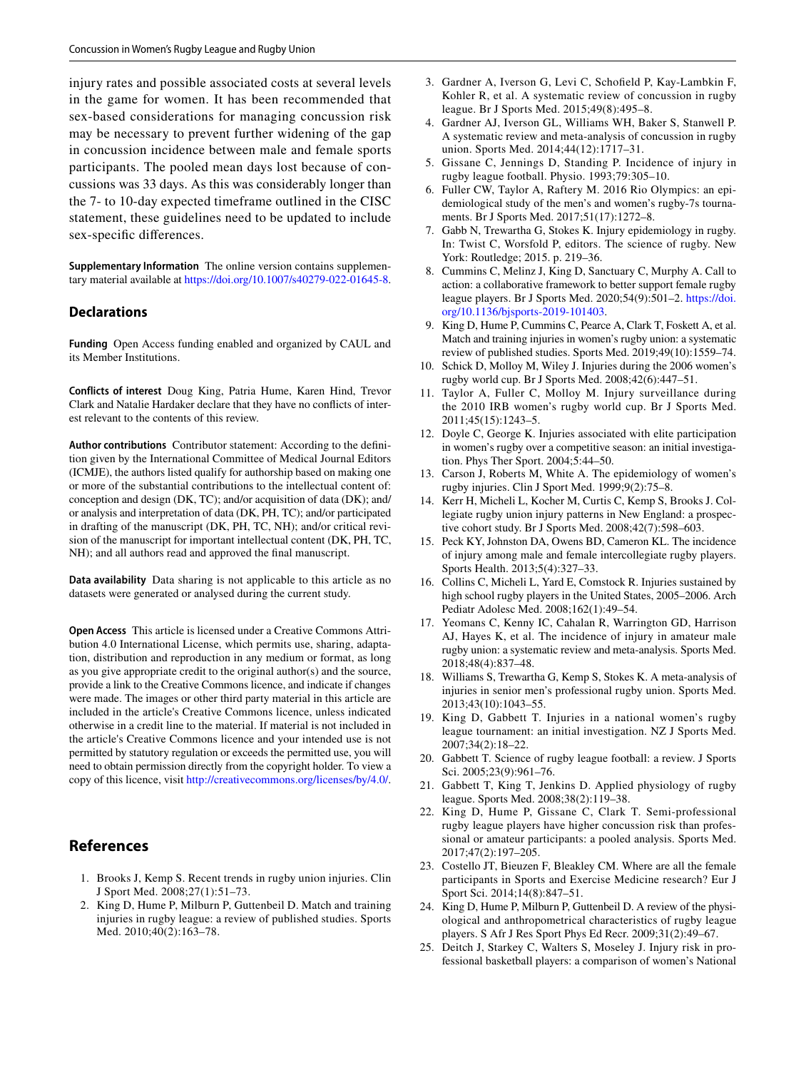injury rates and possible associated costs at several levels in the game for women. It has been recommended that sex-based considerations for managing concussion risk may be necessary to prevent further widening of the gap in concussion incidence between male and female sports participants. The pooled mean days lost because of concussions was 33 days. As this was considerably longer than the 7- to 10-day expected timeframe outlined in the CISC statement, these guidelines need to be updated to include sex-specific differences.

**Supplementary Information** The online version contains supplementary material available at https://doi.org/10.1007/s40279-022-01645-8.

## Declarations

**Funding** Open Access funding enabled and organized by CAUL and its Member Institutions.

**Conflicts of interest** Doug King, Patria Hume, Karen Hind, Trevor Clark and Natalie Hardaker declare that they have no conflicts of interest relevant to the contents of this review.

**Author contributions** Contributor statement: According to the definition given by the International Committee of Medical Journal Editors (ICMJE), the authors listed qualify for authorship based on making one or more of the substantial contributions to the intellectual content of: conception and design (DK, TC); and/or acquisition of data (DK); and/or analysis and interpretation of data (DK, PH, TC); and/or participated in drafting of the manuscript (DK, PH, TC, NH); and/or critical revision of the manuscript for important intellectual content (DK, PH, TC, NH); and all authors read and approved the final manuscript.

**Data availability** Data sharing is not applicable to this article as no datasets were generated or analysed during the current study.

**Open Access** This article is licensed under a Creative Commons Attribution 4.0 International License, which permits use, sharing, adaptation, distribution and reproduction in any medium or format, as long as you give appropriate credit to the original author(s) and the source, provide a link to the Creative Commons licence, and indicate if changes were made. The images or other third party material in this article are included in the article's Creative Commons licence, unless indicated otherwise in a credit line to the material. If material is not included in the article's Creative Commons licence and your intended use is not permitted by statutory regulation or exceeds the permitted use, you will need to obtain permission directly from the copyright holder. To view a copy of this licence, visit http://creativecommons.org/licenses/by/4.0/.

## References

1. Brooks J, Kemp S. Recent trends in rugby union injuries. Clin J Sport Med. 2008;27(1):51–73.
2. King D, Hume P, Milburn P, Guttenbeil D. Match and training injuries in rugby league: a review of published studies. Sports Med. 2010;40(2):163–78.
3. Gardner A, Iverson G, Levi C, Schofield P, Kay-Lambkin F, Kohler R, et al. A systematic review of concussion in rugby league. Br J Sports Med. 2015;49(8):495–8.
4. Gardner AJ, Iverson GL, Williams WH, Baker S, Stanwell P. A systematic review and meta-analysis of concussion in rugby union. Sports Med. 2014;44(12):1717–31.
5. Gissane C, Jennings D, Standing P. Incidence of injury in rugby league football. Physio. 1993;79:305–10.
6. Fuller CW, Taylor A, Raftery M. 2016 Rio Olympics: an epidemiological study of the men's and women's rugby-7s tournaments. Br J Sports Med. 2017;51(17):1272–8.
7. Gabb N, Trewartha G, Stokes K. Injury epidemiology in rugby. In: Twist C, Worsfold P, editors. The science of rugby. New York: Routledge; 2015. p. 219–36.
8. Cummins C, Melinz J, King D, Sanctuary C, Murphy A. Call to action: a collaborative framework to better support female rugby league players. Br J Sports Med. 2020;54(9):501–2. https://doi.org/10.1136/bjsports-2019-101403.
9. King D, Hume P, Cummins C, Pearce A, Clark T, Foskett A, et al. Match and training injuries in women's rugby union: a systematic review of published studies. Sports Med. 2019;49(10):1559–74.
10. Schick D, Molloy M, Wiley J. Injuries during the 2006 women's rugby world cup. Br J Sports Med. 2008;42(6):447–51.
11. Taylor A, Fuller C, Molloy M. Injury surveillance during the 2010 IRB women's rugby world cup. Br J Sports Med. 2011;45(15):1243–5.
12. Doyle C, George K. Injuries associated with elite participation in women's rugby over a competitive season: an initial investigation. Phys Ther Sport. 2004;5:44–50.
13. Carson J, Roberts M, White A. The epidemiology of women's rugby injuries. Clin J Sport Med. 1999;9(2):75–8.
14. Kerr H, Micheli L, Kocher M, Curtis C, Kemp S, Brooks J. Collegiate rugby union injury patterns in New England: a prospective cohort study. Br J Sports Med. 2008;42(7):598–603.
15. Peck KY, Johnston DA, Owens BD, Cameron KL. The incidence of injury among male and female intercollegiate rugby players. Sports Health. 2013;5(4):327–33.
16. Collins C, Micheli L, Yard E, Comstock R. Injuries sustained by high school rugby players in the United States, 2005–2006. Arch Pediatr Adolesc Med. 2008;162(1):49–54.
17. Yeomans C, Kenny IC, Cahalan R, Warrington GD, Harrison AJ, Hayes K, et al. The incidence of injury in amateur male rugby union: a systematic review and meta-analysis. Sports Med. 2018;48(4):837–48.
18. Williams S, Trewartha G, Kemp S, Stokes K. A meta-analysis of injuries in senior men's professional rugby union. Sports Med. 2013;43(10):1043–55.
19. King D, Gabbett T. Injuries in a national women's rugby league tournament: an initial investigation. NZ J Sports Med. 2007;34(2):18–22.
20. Gabbett T. Science of rugby league football: a review. J Sports Sci. 2005;23(9):961–76.
21. Gabbett T, King T, Jenkins D. Applied physiology of rugby league. Sports Med. 2008;38(2):119–38.
22. King D, Hume P, Gissane C, Clark T. Semi-professional rugby league players have higher concussion risk than professional or amateur participants: a pooled analysis. Sports Med. 2017;47(2):197–205.
23. Costello JT, Bieuzen F, Bleakley CM. Where are all the female participants in Sports and Exercise Medicine research? Eur J Sport Sci. 2014;14(8):847–51.
24. King D, Hume P, Milburn P, Guttenbeil D. A review of the physiological and anthropometrical characteristics of rugby league players. S Afr J Res Sport Phys Ed Recr. 2009;31(2):49–67.
25. Deitch J, Starkey C, Walters S, Moseley J. Injury risk in professional basketball players: a comparison of women's National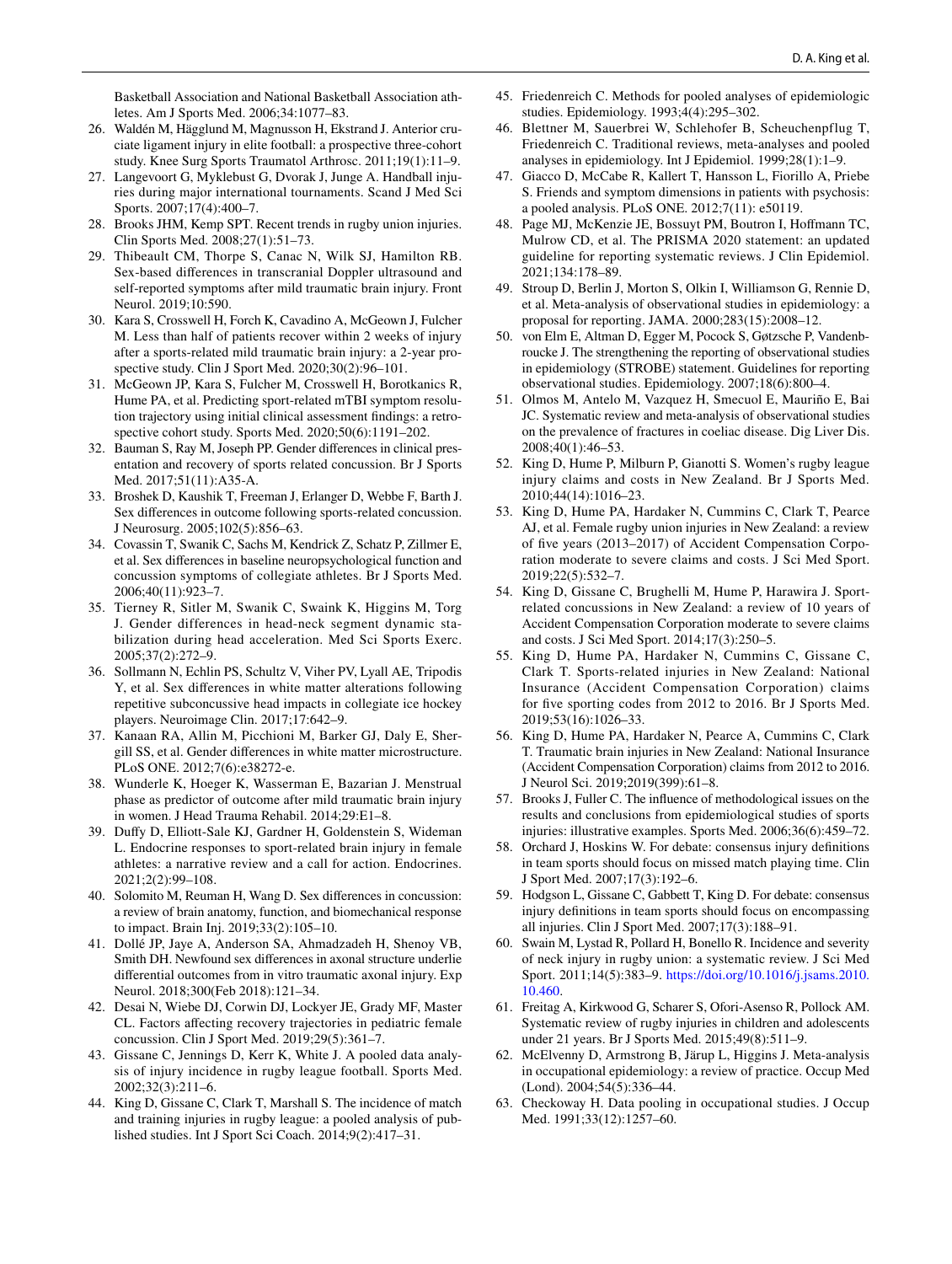Basketball Association and National Basketball Association athletes. Am J Sports Med. 2006;34:1077–83.

26. Waldén M, Hägglund M, Magnusson H, Ekstrand J. Anterior cruciate ligament injury in elite football: a prospective three-cohort study. Knee Surg Sports Traumatol Arthrosc. 2011;19(1):11–9.
27. Langevoort G, Myklebust G, Dvorak J, Junge A. Handball injuries during major international tournaments. Scand J Med Sci Sports. 2007;17(4):400–7.
28. Brooks JHM, Kemp SPT. Recent trends in rugby union injuries. Clin Sports Med. 2008;27(1):51–73.
29. Thibeault CM, Thorpe S, Canac N, Wilk SJ, Hamilton RB. Sex-based differences in transcranial Doppler ultrasound and self-reported symptoms after mild traumatic brain injury. Front Neurol. 2019;10:590.
30. Kara S, Crosswell H, Forch K, Cavadino A, McGeown J, Fulcher M. Less than half of patients recover within 2 weeks of injury after a sports-related mild traumatic brain injury: a 2-year prospective study. Clin J Sport Med. 2020;30(2):96–101.
31. McGeown JP, Kara S, Fulcher M, Crosswell H, Borotkanics R, Hume PA, et al. Predicting sport-related mTBI symptom resolution trajectory using initial clinical assessment findings: a retrospective cohort study. Sports Med. 2020;50(6):1191–202.
32. Bauman S, Ray M, Joseph PP. Gender differences in clinical presentation and recovery of sports related concussion. Br J Sports Med. 2017;51(11):A35-A.
33. Broshek D, Kaushik T, Freeman J, Erlanger D, Webbe F, Barth J. Sex differences in outcome following sports-related concussion. J Neurosurg. 2005;102(5):856–63.
34. Covassin T, Swanik C, Sachs M, Kendrick Z, Schatz P, Zillmer E, et al. Sex differences in baseline neuropsychological function and concussion symptoms of collegiate athletes. Br J Sports Med. 2006;40(11):923–7.
35. Tierney R, Sitler M, Swanik C, Swaink K, Higgins M, Torg J. Gender differences in head-neck segment dynamic stabilization during head acceleration. Med Sci Sports Exerc. 2005;37(2):272–9.
36. Sollmann N, Echlin PS, Schultz V, Viher PV, Lyall AE, Tripodis Y, et al. Sex differences in white matter alterations following repetitive subconcussive head impacts in collegiate ice hockey players. Neuroimage Clin. 2017;17:642–9.
37. Kanaan RA, Allin M, Picchioni M, Barker GJ, Daly E, Shergill SS, et al. Gender differences in white matter microstructure. PLoS ONE. 2012;7(6):e38272-e.
38. Wunderle K, Hoeger K, Wasserman E, Bazarian J. Menstrual phase as predictor of outcome after mild traumatic brain injury in women. J Head Trauma Rehabil. 2014;29:E1–8.
39. Duffy D, Elliott-Sale KJ, Gardner H, Goldenstein S, Wideman L. Endocrine responses to sport-related brain injury in female athletes: a narrative review and a call for action. Endocrines. 2021;2(2):99–108.
40. Solomito M, Reuman H, Wang D. Sex differences in concussion: a review of brain anatomy, function, and biomechanical response to impact. Brain Inj. 2019;33(2):105–10.
41. Dollé JP, Jaye A, Anderson SA, Ahmadzadeh H, Shenoy VB, Smith DH. Newfound sex differences in axonal structure underlie differential outcomes from in vitro traumatic axonal injury. Exp Neurol. 2018;300(Feb 2018):121–34.
42. Desai N, Wiebe DJ, Corwin DJ, Lockyer JE, Grady MF, Master CL. Factors affecting recovery trajectories in pediatric female concussion. Clin J Sport Med. 2019;29(5):361–7.
43. Gissane C, Jennings D, Kerr K, White J. A pooled data analysis of injury incidence in rugby league football. Sports Med. 2002;32(3):211–6.
44. King D, Gissane C, Clark T, Marshall S. The incidence of match and training injuries in rugby league: a pooled analysis of published studies. Int J Sport Sci Coach. 2014;9(2):417–31.
45. Friedenreich C. Methods for pooled analyses of epidemiologic studies. Epidemiology. 1993;4(4):295–302.
46. Blettner M, Sauerbrei W, Schlehofer B, Scheuchenpflug T, Friedenreich C. Traditional reviews, meta-analyses and pooled analyses in epidemiology. Int J Epidemiol. 1999;28(1):1–9.
47. Giacco D, McCabe R, Kallert T, Hansson L, Fiorillo A, Priebe S. Friends and symptom dimensions in patients with psychosis: a pooled analysis. PLoS ONE. 2012;7(11): e50119.
48. Page MJ, McKenzie JE, Bossuyt PM, Boutron I, Hoffmann TC, Mulrow CD, et al. The PRISMA 2020 statement: an updated guideline for reporting systematic reviews. J Clin Epidemiol. 2021;134:178–89.
49. Stroup D, Berlin J, Morton S, Olkin I, Williamson G, Rennie D, et al. Meta-analysis of observational studies in epidemiology: a proposal for reporting. JAMA. 2000;283(15):2008–12.
50. von Elm E, Altman D, Egger M, Pocock S, Gøtzsche P, Vandenbroucke J. The strengthening the reporting of observational studies in epidemiology (STROBE) statement. Guidelines for reporting observational studies. Epidemiology. 2007;18(6):800–4.
51. Olmos M, Antelo M, Vazquez H, Smecuol E, Mauriño E, Bai JC. Systematic review and meta-analysis of observational studies on the prevalence of fractures in coeliac disease. Dig Liver Dis. 2008;40(1):46–53.
52. King D, Hume P, Milburn P, Gianotti S. Women's rugby league injury claims and costs in New Zealand. Br J Sports Med. 2010;44(14):1016–23.
53. King D, Hume PA, Hardaker N, Cummins C, Clark T, Pearce AJ, et al. Female rugby union injuries in New Zealand: a review of five years (2013–2017) of Accident Compensation Corporation moderate to severe claims and costs. J Sci Med Sport. 2019;22(5):532–7.
54. King D, Gissane C, Brughelli M, Hume P, Harawira J. Sport-related concussions in New Zealand: a review of 10 years of Accident Compensation Corporation moderate to severe claims and costs. J Sci Med Sport. 2014;17(3):250–5.
55. King D, Hume PA, Hardaker N, Cummins C, Gissane C, Clark T. Sports-related injuries in New Zealand: National Insurance (Accident Compensation Corporation) claims for five sporting codes from 2012 to 2016. Br J Sports Med. 2019;53(16):1026–33.
56. King D, Hume PA, Hardaker N, Pearce A, Cummins C, Clark T. Traumatic brain injuries in New Zealand: National Insurance (Accident Compensation Corporation) claims from 2012 to 2016. J Neurol Sci. 2019;2019(399):61–8.
57. Brooks J, Fuller C. The influence of methodological issues on the results and conclusions from epidemiological studies of sports injuries: illustrative examples. Sports Med. 2006;36(6):459–72.
58. Orchard J, Hoskins W. For debate: consensus injury definitions in team sports should focus on missed match playing time. Clin J Sport Med. 2007;17(3):192–6.
59. Hodgson L, Gissane C, Gabbett T, King D. For debate: consensus injury definitions in team sports should focus on encompassing all injuries. Clin J Sport Med. 2007;17(3):188–91.
60. Swain M, Lystad R, Pollard H, Bonello R. Incidence and severity of neck injury in rugby union: a systematic review. J Sci Med Sport. 2011;14(5):383–9. https://doi.org/10.1016/j.jsams.2010.10.460.
61. Freitag A, Kirkwood G, Scharer S, Ofori-Asenso R, Pollock AM. Systematic review of rugby injuries in children and adolescents under 21 years. Br J Sports Med. 2015;49(8):511–9.
62. McElvenny D, Armstrong B, Järup L, Higgins J. Meta-analysis in occupational epidemiology: a review of practice. Occup Med (Lond). 2004;54(5):336–44.
63. Checkoway H. Data pooling in occupational studies. J Occup Med. 1991;33(12):1257–60.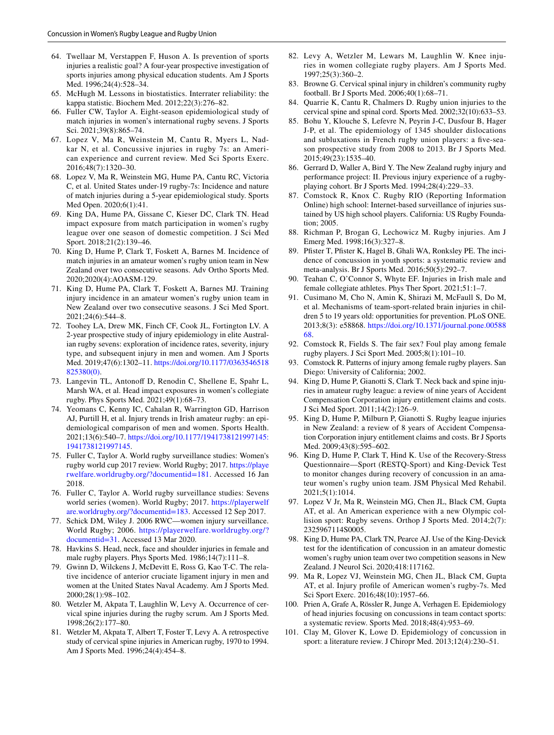64. Twellaar M, Verstappen F, Huson A. Is prevention of sports injuries a realistic goal? A four-year prospective investigation of sports injuries among physical education students. Am J Sports Med. 1996;24(4):528–34.
65. McHugh M. Lessons in biostatistics. Interrater reliability: the kappa statistic. Biochem Med. 2012;22(3):276–82.
66. Fuller CW, Taylor A. Eight-season epidemiological study of match injuries in women's international rugby sevens. J Sports Sci. 2021;39(8):865–74.
67. Lopez V, Ma R, Weinstein M, Cantu R, Myers L, Nadkar N, et al. Concussive injuries in rugby 7s: an American experience and current review. Med Sci Sports Exerc. 2016;48(7):1320–30.
68. Lopez V, Ma R, Weinstein MG, Hume PA, Cantu RC, Victoria C, et al. United States under-19 rugby-7s: Incidence and nature of match injuries during a 5-year epidemiological study. Sports Med Open. 2020;6(1):41.
69. King DA, Hume PA, Gissane C, Kieser DC, Clark TN. Head impact exposure from match participation in women's rugby league over one season of domestic competition. J Sci Med Sport. 2018;21(2):139–46.
70. King D, Hume P, Clark T, Foskett A, Barnes M. Incidence of match injuries in an amateur women's rugby union team in New Zealand over two consecutive seasons. Adv Ortho Sports Med. 2020;2020(4):AOASM-129.
71. King D, Hume PA, Clark T, Foskett A, Barnes MJ. Training injury incidence in an amateur women's rugby union team in New Zealand over two consecutive seasons. J Sci Med Sport. 2021;24(6):544–8.
72. Toohey LA, Drew MK, Finch CF, Cook JL, Fortington LV. A 2-year prospective study of injury epidemiology in elite Australian rugby sevens: exploration of incidence rates, severity, injury type, and subsequent injury in men and women. Am J Sports Med. 2019;47(6):1302–11. https://doi.org/10.1177/0363546518825380(0).
73. Langevin TL, Antonoff D, Renodin C, Shellene E, Spahr L, Marsh WA, et al. Head impact exposures in women's collegiate rugby. Phys Sports Med. 2021;49(1):68–73.
74. Yeomans C, Kenny IC, Cahalan R, Warrington GD, Harrison AJ, Purtill H, et al. Injury trends in Irish amateur rugby: an epidemiological comparison of men and women. Sports Health. 2021;13(6):540–7. https://doi.org/10.1177/1941738121997145:1941738121997145.
75. Fuller C, Taylor A. World rugby surveillance studies: Women's rugby world cup 2017 review. World Rugby; 2017. https://playerwelfare.worldrugby.org/?documentid=181. Accessed 16 Jan 2018.
76. Fuller C, Taylor A. World rugby surveillance studies: Sevens world series (women). World Rugby; 2017. https://playerwelfare.worldrugby.org/?documentid=183. Accessed 12 Sep 2017.
77. Schick DM, Wiley J. 2006 RWC—women injury surveillance. World Rugby; 2006. https://playerwelfare.worldrugby.org/?documentid=31. Accessed 13 Mar 2020.
78. Havkins S. Head, neck, face and shoulder injuries in female and male rugby players. Phys Sports Med. 1986;14(7):111–8.
79. Gwinn D, Wilckens J, McDevitt E, Ross G, Kao T-C. The relative incidence of anterior cruciate ligament injury in men and women at the United States Naval Academy. Am J Sports Med. 2000;28(1):98–102.
80. Wetzler M, Akpata T, Laughlin W, Levy A. Occurrence of cervical spine injuries during the rugby scrum. Am J Sports Med. 1998;26(2):177–80.
81. Wetzler M, Akpata T, Albert T, Foster T, Levy A. A retrospective study of cervical spine injuries in American rugby, 1970 to 1994. Am J Sports Med. 1996;24(4):454–8.
82. Levy A, Wetzler M, Lewars M, Laughlin W. Knee injuries in women collegiate rugby players. Am J Sports Med. 1997;25(3):360–2.
83. Browne G. Cervical spinal injury in children's community rugby football. Br J Sports Med. 2006;40(1):68–71.
84. Quarrie K, Cantu R, Chalmers D. Rugby union injuries to the cervical spine and spinal cord. Sports Med. 2002;32(10):633–53.
85. Bohu Y, Klouche S, Lefevre N, Peyrin J-C, Dusfour B, Hager J-P, et al. The epidemiology of 1345 shoulder dislocations and subluxations in French rugby union players: a five-season prospective study from 2008 to 2013. Br J Sports Med. 2015;49(23):1535–40.
86. Gerrard D, Waller A, Bird Y. The New Zealand rugby injury and performance project: II. Previous injury experience of a rugby-playing cohort. Br J Sports Med. 1994;28(4):229–33.
87. Comstock R, Knox C. Rugby RIO (Reporting Information Online) high school: Internet-based surveillance of injuries sustained by US high school players. California: US Rugby Foundation; 2005.
88. Richman P, Brogan G, Lechowicz M. Rugby injuries. Am J Emerg Med. 1998;16(3):327–8.
89. Pfister T, Pfister K, Hagel B, Ghali WA, Ronksley PE. The incidence of concussion in youth sports: a systematic review and meta-analysis. Br J Sports Med. 2016;50(5):292–7.
90. Teahan C, O'Connor S, Whyte EF. Injuries in Irish male and female collegiate athletes. Phys Ther Sport. 2021;51:1–7.
91. Cusimano M, Cho N, Amin K, Shirazi M, McFaull S, Do M, et al. Mechanisms of team-sport-related brain injuries in children 5 to 19 years old: opportunities for prevention. PLoS ONE. 2013;8(3): e58868. https://doi.org/10.1371/journal.pone.0058868.
92. Comstock R, Fields S. The fair sex? Foul play among female rugby players. J Sci Sport Med. 2005;8(1):101–10.
93. Comstock R. Patterns of injury among female rugby players. San Diego: University of California; 2002.
94. King D, Hume P, Gianotti S, Clark T. Neck back and spine injuries in amateur rugby league: a review of nine years of Accident Compensation Corporation injury entitlement claims and costs. J Sci Med Sport. 2011;14(2):126–9.
95. King D, Hume P, Milburn P, Gianotti S. Rugby league injuries in New Zealand: a review of 8 years of Accident Compensation Corporation injury entitlement claims and costs. Br J Sports Med. 2009;43(8):595–602.
96. King D, Hume P, Clark T, Hind K. Use of the Recovery-Stress Questionnaire—Sport (RESTQ-Sport) and King-Devick Test to monitor changes during recovery of concussion in an amateur women's rugby union team. JSM Physical Med Rehabil. 2021;5(1):1014.
97. Lopez V Jr, Ma R, Weinstein MG, Chen JL, Black CM, Gupta AT, et al. An American experience with a new Olympic collision sport: Rugby sevens. Orthop J Sports Med. 2014;2(7): 2325967114S0005.
98. King D, Hume PA, Clark TN, Pearce AJ. Use of the King-Devick test for the identification of concussion in an amateur domestic women's rugby union team over two competition seasons in New Zealand. J Neurol Sci. 2020;418:117162.
99. Ma R, Lopez VJ, Weinstein MG, Chen JL, Black CM, Gupta AT, et al. Injury profile of American women's rugby-7s. Med Sci Sport Exerc. 2016;48(10):1957–66.
100. Prien A, Grafe A, Rössler R, Junge A, Verhagen E. Epidemiology of head injuries focusing on concussions in team contact sports: a systematic review. Sports Med. 2018;48(4):953–69.
101. Clay M, Glover K, Lowe D. Epidemiology of concussion in sport: a literature review. J Chiropr Med. 2013;12(4):230–51.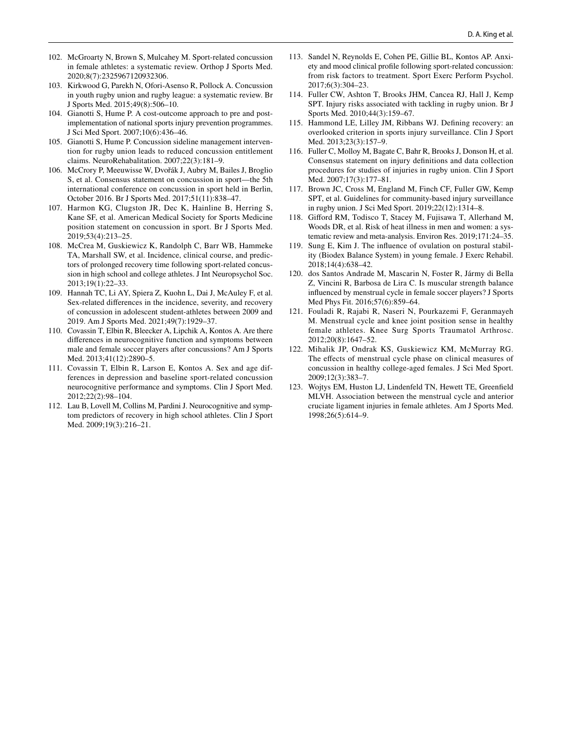102. McGroarty N, Brown S, Mulcahey M. Sport-related concussion in female athletes: a systematic review. Orthop J Sports Med. 2020;8(7):2325967120932306.
103. Kirkwood G, Parekh N, Ofori-Asenso R, Pollock A. Concussion in youth rugby union and rugby league: a systematic review. Br J Sports Med. 2015;49(8):506–10.
104. Gianotti S, Hume P. A cost-outcome approach to pre and post-implementation of national sports injury prevention programmes. J Sci Med Sport. 2007;10(6):436–46.
105. Gianotti S, Hume P. Concussion sideline management intervention for rugby union leads to reduced concussion entitlement claims. NeuroRehabalitation. 2007;22(3):181–9.
106. McCrory P, Meeuwisse W, Dvořák J, Aubry M, Bailes J, Broglio S, et al. Consensus statement on concussion in sport—the 5th international conference on concussion in sport held in Berlin, October 2016. Br J Sports Med. 2017;51(11):838–47.
107. Harmon KG, Clugston JR, Dec K, Hainline B, Herring S, Kane SF, et al. American Medical Society for Sports Medicine position statement on concussion in sport. Br J Sports Med. 2019;53(4):213–25.
108. McCrea M, Guskiewicz K, Randolph C, Barr WB, Hammeke TA, Marshall SW, et al. Incidence, clinical course, and predictors of prolonged recovery time following sport-related concussion in high school and college athletes. J Int Neuropsychol Soc. 2013;19(1):22–33.
109. Hannah TC, Li AY, Spiera Z, Kuohn L, Dai J, McAuley F, et al. Sex-related differences in the incidence, severity, and recovery of concussion in adolescent student-athletes between 2009 and 2019. Am J Sports Med. 2021;49(7):1929–37.
110. Covassin T, Elbin R, Bleecker A, Lipchik A, Kontos A. Are there differences in neurocognitive function and symptoms between male and female soccer players after concussions? Am J Sports Med. 2013;41(12):2890–5.
111. Covassin T, Elbin R, Larson E, Kontos A. Sex and age differences in depression and baseline sport-related concussion neurocognitive performance and symptoms. Clin J Sport Med. 2012;22(2):98–104.
112. Lau B, Lovell M, Collins M, Pardini J. Neurocognitive and symptom predictors of recovery in high school athletes. Clin J Sport Med. 2009;19(3):216–21.
113. Sandel N, Reynolds E, Cohen PE, Gillie BL, Kontos AP. Anxiety and mood clinical profile following sport-related concussion: from risk factors to treatment. Sport Exerc Perform Psychol. 2017;6(3):304–23.
114. Fuller CW, Ashton T, Brooks JHM, Cancea RJ, Hall J, Kemp SPT. Injury risks associated with tackling in rugby union. Br J Sports Med. 2010;44(3):159–67.
115. Hammond LE, Lilley JM, Ribbans WJ. Defining recovery: an overlooked criterion in sports injury surveillance. Clin J Sport Med. 2013;23(3):157–9.
116. Fuller C, Molloy M, Bagate C, Bahr R, Brooks J, Donson H, et al. Consensus statement on injury definitions and data collection procedures for studies of injuries in rugby union. Clin J Sport Med. 2007;17(3):177–81.
117. Brown JC, Cross M, England M, Finch CF, Fuller GW, Kemp SPT, et al. Guidelines for community-based injury surveillance in rugby union. J Sci Med Sport. 2019;22(12):1314–8.
118. Gifford RM, Todisco T, Stacey M, Fujisawa T, Allerhand M, Woods DR, et al. Risk of heat illness in men and women: a systematic review and meta-analysis. Environ Res. 2019;171:24–35.
119. Sung E, Kim J. The influence of ovulation on postural stability (Biodex Balance System) in young female. J Exerc Rehabil. 2018;14(4):638–42.
120. dos Santos Andrade M, Mascarin N, Foster R, Jármy di Bella Z, Vincini R, Barbosa de Lira C. Is muscular strength balance influenced by menstrual cycle in female soccer players? J Sports Med Phys Fit. 2016;57(6):859–64.
121. Fouladi R, Rajabi R, Naseri N, Pourkazemi F, Geranmayeh M. Menstrual cycle and knee joint position sense in healthy female athletes. Knee Surg Sports Traumatol Arthrosc. 2012;20(8):1647–52.
122. Mihalik JP, Ondrak KS, Guskiewicz KM, McMurray RG. The effects of menstrual cycle phase on clinical measures of concussion in healthy college-aged females. J Sci Med Sport. 2009;12(3):383–7.
123. Wojtys EM, Huston LJ, Lindenfeld TN, Hewett TE, Greenfield MLVH. Association between the menstrual cycle and anterior cruciate ligament injuries in female athletes. Am J Sports Med. 1998;26(5):614–9.